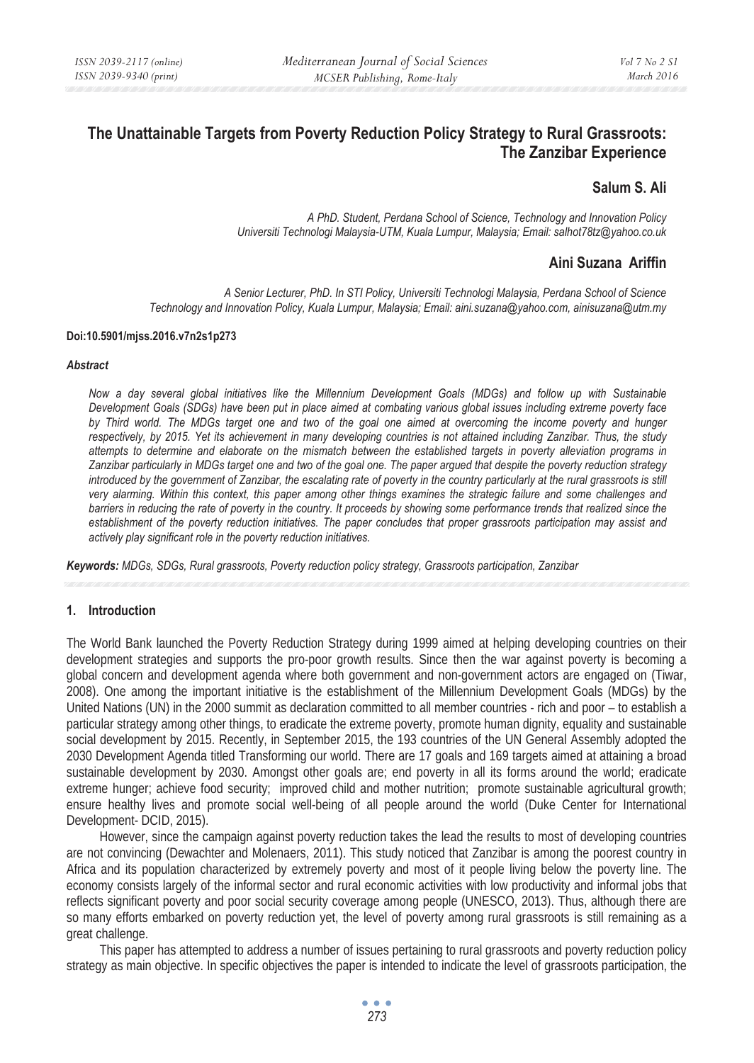# The Unattainable Targets from Poverty Reduction Policy Strategy to Rural Grassroots: The Zanzibar Experience

**Salum S. Ali**

*A PhD. Student, Perdana School of Science, Technology and Innovation Policy Universiti Technologi Malaysia-UTM, Kuala Lumpur, Malaysia; Email: salhot78tz@yahoo.co.uk*

**Aini Suzana Ariffin**

*A Senior Lecturer, PhD. In STI Policy, Universiti Technologi Malaysia, Perdana School of Science Technology and Innovation Policy, Kuala Lumpur, Malaysia; Email: aini.suzana@yahoo.com, ainisuzana@utm.my*

**Doi:10.5901/mjss.2016.v7n2s1p273**

***Abstract***

*Now a day several global initiatives like the Millennium Development Goals (MDGs) and follow up with Sustainable Development Goals (SDGs) have been put in place aimed at combating various global issues including extreme poverty face by Third world. The MDGs target one and two of the goal one aimed at overcoming the income poverty and hunger respectively, by 2015. Yet its achievement in many developing countries is not attained including Zanzibar. Thus, the study attempts to determine and elaborate on the mismatch between the established targets in poverty alleviation programs in Zanzibar particularly in MDGs target one and two of the goal one. The paper argued that despite the poverty reduction strategy introduced by the government of Zanzibar, the escalating rate of poverty in the country particularly at the rural grassroots is still very alarming. Within this context, this paper among other things examines the strategic failure and some challenges and barriers in reducing the rate of poverty in the country. It proceeds by showing some performance trends that realized since the establishment of the poverty reduction initiatives. The paper concludes that proper grassroots participation may assist and actively play significant role in the poverty reduction initiatives.*

***Keywords:*** *MDGs, SDGs, Rural grassroots, Poverty reduction policy strategy, Grassroots participation, Zanzibar*

## 1. Introduction

The World Bank launched the Poverty Reduction Strategy during 1999 aimed at helping developing countries on their development strategies and supports the pro-poor growth results. Since then the war against poverty is becoming a global concern and development agenda where both government and non-government actors are engaged on (Tiwar, 2008). One among the important initiative is the establishment of the Millennium Development Goals (MDGs) by the United Nations (UN) in the 2000 summit as declaration committed to all member countries - rich and poor – to establish a particular strategy among other things, to eradicate the extreme poverty, promote human dignity, equality and sustainable social development by 2015. Recently, in September 2015, the 193 countries of the UN General Assembly adopted the 2030 Development Agenda titled Transforming our world. There are 17 goals and 169 targets aimed at attaining a broad sustainable development by 2030. Amongst other goals are; end poverty in all its forms around the world; eradicate extreme hunger; achieve food security; improved child and mother nutrition; promote sustainable agricultural growth; ensure healthy lives and promote social well-being of all people around the world (Duke Center for International Development- DCID, 2015).

However, since the campaign against poverty reduction takes the lead the results to most of developing countries are not convincing (Dewachter and Molenaers, 2011). This study noticed that Zanzibar is among the poorest country in Africa and its population characterized by extremely poverty and most of it people living below the poverty line. The economy consists largely of the informal sector and rural economic activities with low productivity and informal jobs that reflects significant poverty and poor social security coverage among people (UNESCO, 2013). Thus, although there are so many efforts embarked on poverty reduction yet, the level of poverty among rural grassroots is still remaining as a great challenge.

This paper has attempted to address a number of issues pertaining to rural grassroots and poverty reduction policy strategy as main objective. In specific objectives the paper is intended to indicate the level of grassroots participation, the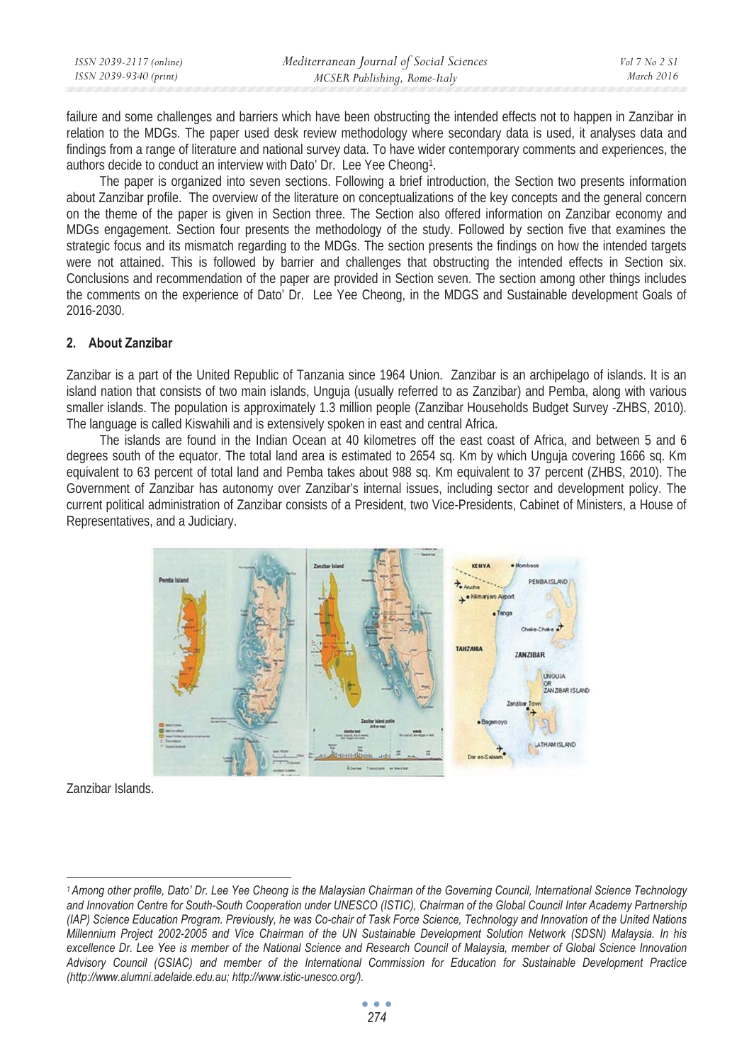failure and some challenges and barriers which have been obstructing the intended effects not to happen in Zanzibar in relation to the MDGs. The paper used desk review methodology where secondary data is used, it analyses data and findings from a range of literature and national survey data. To have wider contemporary comments and experiences, the authors decide to conduct an interview with Dato' Dr. Lee Yee Cheong[1].

The paper is organized into seven sections. Following a brief introduction, the Section two presents information about Zanzibar profile. The overview of the literature on conceptualizations of the key concepts and the general concern on the theme of the paper is given in Section three. The Section also offered information on Zanzibar economy and MDGs engagement. Section four presents the methodology of the study. Followed by section five that examines the strategic focus and its mismatch regarding to the MDGs. The section presents the findings on how the intended targets were not attained. This is followed by barrier and challenges that obstructing the intended effects in Section six. Conclusions and recommendation of the paper are provided in Section seven. The section among other things includes the comments on the experience of Dato' Dr. Lee Yee Cheong, in the MDGS and Sustainable development Goals of 2016-2030.

## 2. About Zanzibar

Zanzibar is a part of the United Republic of Tanzania since 1964 Union. Zanzibar is an archipelago of islands. It is an island nation that consists of two main islands, Unguja (usually referred to as Zanzibar) and Pemba, along with various smaller islands. The population is approximately 1.3 million people (Zanzibar Households Budget Survey -ZHBS, 2010). The language is called Kiswahili and is extensively spoken in east and central Africa.

The islands are found in the Indian Ocean at 40 kilometres off the east coast of Africa, and between 5 and 6 degrees south of the equator. The total land area is estimated to 2654 sq. Km by which Unguja covering 1666 sq. Km equivalent to 63 percent of total land and Pemba takes about 988 sq. Km equivalent to 37 percent (ZHBS, 2010). The Government of Zanzibar has autonomy over Zanzibar's internal issues, including sector and development policy. The current political administration of Zanzibar consists of a President, two Vice-Presidents, Cabinet of Ministers, a House of Representatives, and a Judiciary.

Zanzibar Islands.

---

[1] *Among other profile, Dato' Dr. Lee Yee Cheong is the Malaysian Chairman of the Governing Council, International Science Technology and Innovation Centre for South-South Cooperation under UNESCO (ISTIC), Chairman of the Global Council Inter Academy Partnership (IAP) Science Education Program. Previously, he was Co-chair of Task Force Science, Technology and Innovation of the United Nations Millennium Project 2002-2005 and Vice Chairman of the UN Sustainable Development Solution Network (SDSN) Malaysia. In his excellence Dr. Lee Yee is member of the National Science and Research Council of Malaysia, member of Global Science Innovation Advisory Council (GSIAC) and member of the International Commission for Education for Sustainable Development Practice (http://www.alumni.adelaide.edu.au; http://www.istic-unesco.org/).*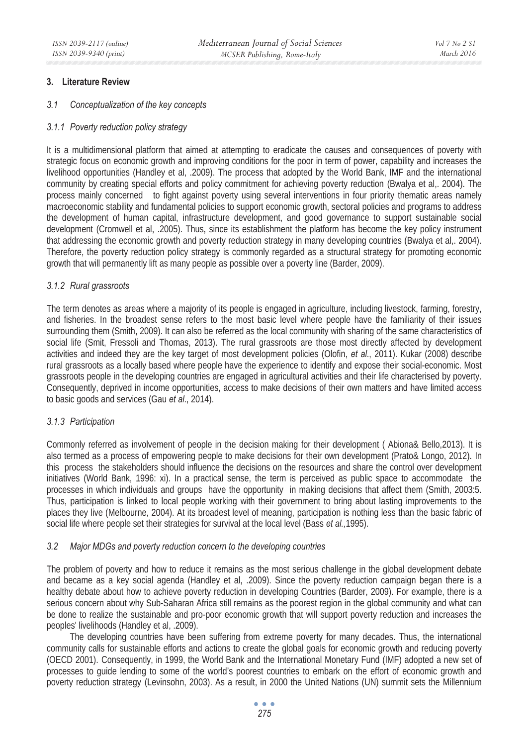## 3. Literature Review

### *3.1 Conceptualization of the key concepts*

#### *3.1.1 Poverty reduction policy strategy*

It is a multidimensional platform that aimed at attempting to eradicate the causes and consequences of poverty with strategic focus on economic growth and improving conditions for the poor in term of power, capability and increases the livelihood opportunities (Handley et al, .2009). The process that adopted by the World Bank, IMF and the international community by creating special efforts and policy commitment for achieving poverty reduction (Bwalya et al,. 2004). The process mainly concerned to fight against poverty using several interventions in four priority thematic areas namely macroeconomic stability and fundamental policies to support economic growth, sectoral policies and programs to address the development of human capital, infrastructure development, and good governance to support sustainable social development (Cromwell et al, .2005). Thus, since its establishment the platform has become the key policy instrument that addressing the economic growth and poverty reduction strategy in many developing countries (Bwalya et al,. 2004). Therefore, the poverty reduction policy strategy is commonly regarded as a structural strategy for promoting economic growth that will permanently lift as many people as possible over a poverty line (Barder, 2009).

#### *3.1.2 Rural grassroots*

The term denotes as areas where a majority of its people is engaged in agriculture, including livestock, farming, forestry, and fisheries. In the broadest sense refers to the most basic level where people have the familiarity of their issues surrounding them (Smith, 2009). It can also be referred as the local community with sharing of the same characteristics of social life (Smit, Fressoli and Thomas, 2013). The rural grassroots are those most directly affected by development activities and indeed they are the key target of most development policies (Olofin, *et al*., 2011). Kukar (2008) describe rural grassroots as a locally based where people have the experience to identify and expose their social-economic. Most grassroots people in the developing countries are engaged in agricultural activities and their life characterised by poverty. Consequently, deprived in income opportunities, access to make decisions of their own matters and have limited access to basic goods and services (Gau *et al*., 2014).

#### *3.1.3 Participation*

Commonly referred as involvement of people in the decision making for their development ( Abiona& Bello,2013). It is also termed as a process of empowering people to make decisions for their own development (Prato& Longo, 2012). In this process the stakeholders should influence the decisions on the resources and share the control over development initiatives (World Bank, 1996: xi). In a practical sense, the term is perceived as public space to accommodate the processes in which individuals and groups have the opportunity in making decisions that affect them (Smith, 2003:5. Thus, participation is linked to local people working with their government to bring about lasting improvements to the places they live (Melbourne, 2004). At its broadest level of meaning, participation is nothing less than the basic fabric of social life where people set their strategies for survival at the local level (Bass *et al.,*1995).

### *3.2 Major MDGs and poverty reduction concern to the developing countries*

The problem of poverty and how to reduce it remains as the most serious challenge in the global development debate and became as a key social agenda (Handley et al, .2009). Since the poverty reduction campaign began there is a healthy debate about how to achieve poverty reduction in developing Countries (Barder, 2009). For example, there is a serious concern about why Sub-Saharan Africa still remains as the poorest region in the global community and what can be done to realize the sustainable and pro-poor economic growth that will support poverty reduction and increases the peoples' livelihoods (Handley et al, .2009).

The developing countries have been suffering from extreme poverty for many decades. Thus, the international community calls for sustainable efforts and actions to create the global goals for economic growth and reducing poverty (OECD 2001). Consequently, in 1999, the World Bank and the International Monetary Fund (IMF) adopted a new set of processes to guide lending to some of the world's poorest countries to embark on the effort of economic growth and poverty reduction strategy (Levinsohn, 2003). As a result, in 2000 the United Nations (UN) summit sets the Millennium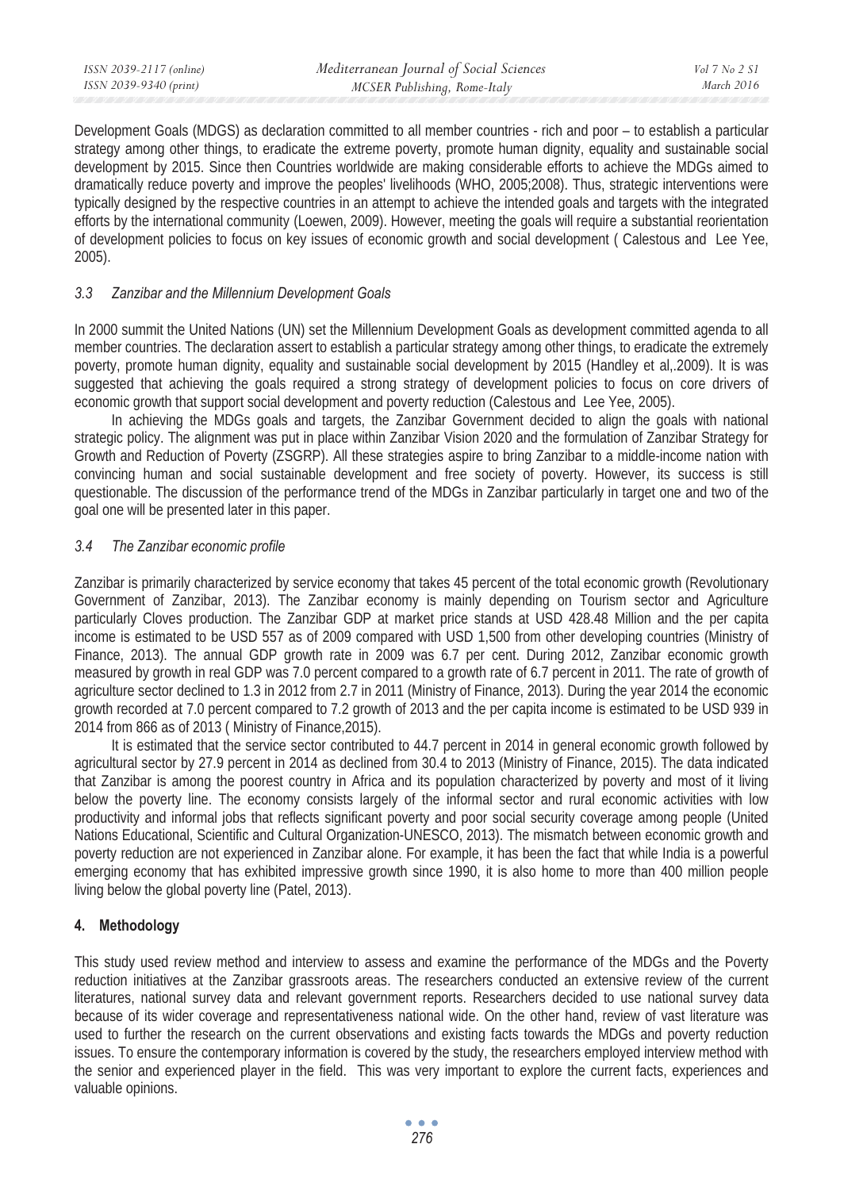Development Goals (MDGS) as declaration committed to all member countries - rich and poor – to establish a particular strategy among other things, to eradicate the extreme poverty, promote human dignity, equality and sustainable social development by 2015. Since then Countries worldwide are making considerable efforts to achieve the MDGs aimed to dramatically reduce poverty and improve the peoples' livelihoods (WHO, 2005;2008). Thus, strategic interventions were typically designed by the respective countries in an attempt to achieve the intended goals and targets with the integrated efforts by the international community (Loewen, 2009). However, meeting the goals will require a substantial reorientation of development policies to focus on key issues of economic growth and social development ( Calestous and Lee Yee, 2005).

### *3.3 Zanzibar and the Millennium Development Goals*

In 2000 summit the United Nations (UN) set the Millennium Development Goals as development committed agenda to all member countries. The declaration assert to establish a particular strategy among other things, to eradicate the extremely poverty, promote human dignity, equality and sustainable social development by 2015 (Handley et al,.2009). It is was suggested that achieving the goals required a strong strategy of development policies to focus on core drivers of economic growth that support social development and poverty reduction (Calestous and Lee Yee, 2005).

In achieving the MDGs goals and targets, the Zanzibar Government decided to align the goals with national strategic policy. The alignment was put in place within Zanzibar Vision 2020 and the formulation of Zanzibar Strategy for Growth and Reduction of Poverty (ZSGRP). All these strategies aspire to bring Zanzibar to a middle-income nation with convincing human and social sustainable development and free society of poverty. However, its success is still questionable. The discussion of the performance trend of the MDGs in Zanzibar particularly in target one and two of the goal one will be presented later in this paper.

### *3.4 The Zanzibar economic profile*

Zanzibar is primarily characterized by service economy that takes 45 percent of the total economic growth (Revolutionary Government of Zanzibar, 2013). The Zanzibar economy is mainly depending on Tourism sector and Agriculture particularly Cloves production. The Zanzibar GDP at market price stands at USD 428.48 Million and the per capita income is estimated to be USD 557 as of 2009 compared with USD 1,500 from other developing countries (Ministry of Finance, 2013). The annual GDP growth rate in 2009 was 6.7 per cent. During 2012, Zanzibar economic growth measured by growth in real GDP was 7.0 percent compared to a growth rate of 6.7 percent in 2011. The rate of growth of agriculture sector declined to 1.3 in 2012 from 2.7 in 2011 (Ministry of Finance, 2013). During the year 2014 the economic growth recorded at 7.0 percent compared to 7.2 growth of 2013 and the per capita income is estimated to be USD 939 in 2014 from 866 as of 2013 ( Ministry of Finance,2015).

It is estimated that the service sector contributed to 44.7 percent in 2014 in general economic growth followed by agricultural sector by 27.9 percent in 2014 as declined from 30.4 to 2013 (Ministry of Finance, 2015). The data indicated that Zanzibar is among the poorest country in Africa and its population characterized by poverty and most of it living below the poverty line. The economy consists largely of the informal sector and rural economic activities with low productivity and informal jobs that reflects significant poverty and poor social security coverage among people (United Nations Educational, Scientific and Cultural Organization-UNESCO, 2013). The mismatch between economic growth and poverty reduction are not experienced in Zanzibar alone. For example, it has been the fact that while India is a powerful emerging economy that has exhibited impressive growth since 1990, it is also home to more than 400 million people living below the global poverty line (Patel, 2013).

## 4. Methodology

This study used review method and interview to assess and examine the performance of the MDGs and the Poverty reduction initiatives at the Zanzibar grassroots areas. The researchers conducted an extensive review of the current literatures, national survey data and relevant government reports. Researchers decided to use national survey data because of its wider coverage and representativeness national wide. On the other hand, review of vast literature was used to further the research on the current observations and existing facts towards the MDGs and poverty reduction issues. To ensure the contemporary information is covered by the study, the researchers employed interview method with the senior and experienced player in the field. This was very important to explore the current facts, experiences and valuable opinions.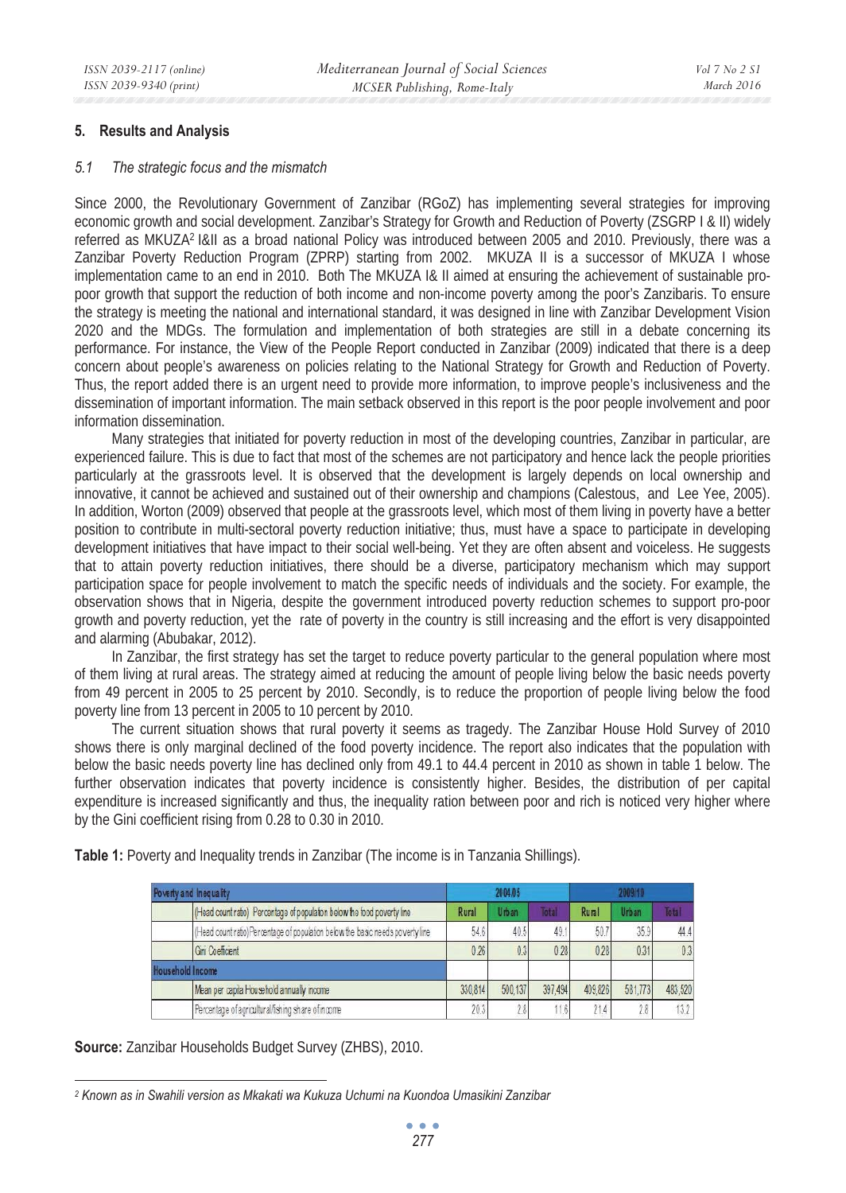## 5. Results and Analysis

### *5.1 The strategic focus and the mismatch*

Since 2000, the Revolutionary Government of Zanzibar (RGoZ) has implementing several strategies for improving economic growth and social development. Zanzibar's Strategy for Growth and Reduction of Poverty (ZSGRP I & II) widely referred as MKUZA[2] I&II as a broad national Policy was introduced between 2005 and 2010. Previously, there was a Zanzibar Poverty Reduction Program (ZPRP) starting from 2002. MKUZA II is a successor of MKUZA I whose implementation came to an end in 2010. Both The MKUZA I& II aimed at ensuring the achievement of sustainable pro-poor growth that support the reduction of both income and non-income poverty among the poor's Zanzibaris. To ensure the strategy is meeting the national and international standard, it was designed in line with Zanzibar Development Vision 2020 and the MDGs. The formulation and implementation of both strategies are still in a debate concerning its performance. For instance, the View of the People Report conducted in Zanzibar (2009) indicated that there is a deep concern about people's awareness on policies relating to the National Strategy for Growth and Reduction of Poverty. Thus, the report added there is an urgent need to provide more information, to improve people's inclusiveness and the dissemination of important information. The main setback observed in this report is the poor people involvement and poor information dissemination.

Many strategies that initiated for poverty reduction in most of the developing countries, Zanzibar in particular, are experienced failure. This is due to fact that most of the schemes are not participatory and hence lack the people priorities particularly at the grassroots level. It is observed that the development is largely depends on local ownership and innovative, it cannot be achieved and sustained out of their ownership and champions (Calestous, and Lee Yee, 2005). In addition, Worton (2009) observed that people at the grassroots level, which most of them living in poverty have a better position to contribute in multi-sectoral poverty reduction initiative; thus, must have a space to participate in developing development initiatives that have impact to their social well-being. Yet they are often absent and voiceless. He suggests that to attain poverty reduction initiatives, there should be a diverse, participatory mechanism which may support participation space for people involvement to match the specific needs of individuals and the society. For example, the observation shows that in Nigeria, despite the government introduced poverty reduction schemes to support pro-poor growth and poverty reduction, yet the rate of poverty in the country is still increasing and the effort is very disappointed and alarming (Abubakar, 2012).

In Zanzibar, the first strategy has set the target to reduce poverty particular to the general population where most of them living at rural areas. The strategy aimed at reducing the amount of people living below the basic needs poverty from 49 percent in 2005 to 25 percent by 2010. Secondly, is to reduce the proportion of people living below the food poverty line from 13 percent in 2005 to 10 percent by 2010.

The current situation shows that rural poverty it seems as tragedy. The Zanzibar House Hold Survey of 2010 shows there is only marginal declined of the food poverty incidence. The report also indicates that the population with below the basic needs poverty line has declined only from 49.1 to 44.4 percent in 2010 as shown in table 1 below. The further observation indicates that poverty incidence is consistently higher. Besides, the distribution of per capital expenditure is increased significantly and thus, the inequality ration between poor and rich is noticed very higher where by the Gini coefficient rising from 0.28 to 0.30 in 2010.

**Table 1:** Poverty and Inequality trends in Zanzibar (The income is in Tanzania Shillings).

| Poverty and Inequality | | 2004/05 | | | 2009/10 | | |
|---|---|---|---|---|---|---|---|
| | (Head count ratio) Percentage of population below the food poverty line | Rural | Urban | Total | Rural | Urban | Total |
| | (Head count ratio) Percentage of population below the basic needs poverty line | 54.6 | 40.5 | 49.1 | 50.7 | 35.9 | 44.4 |
| | Gini Coefficient | 0.26 | 0.3 | 0.28 | 0.28 | 0.31 | 0.3 |
| Household Income | | | | | | | |
| | Mean per capita Household annually income | 330,814 | 500,137 | 397,494 | 409,826 | 581,773 | 483,520 |
| | Percentage of agricultural/fishing share of income | 20.3 | 2.8 | 11.6 | 21.4 | 2.8 | 13.2 |

**Source:** Zanzibar Households Budget Survey (ZHBS), 2010.

---

[2] *Known as in Swahili version as Mkakati wa Kukuza Uchumi na Kuondoa Umasikini Zanzibar*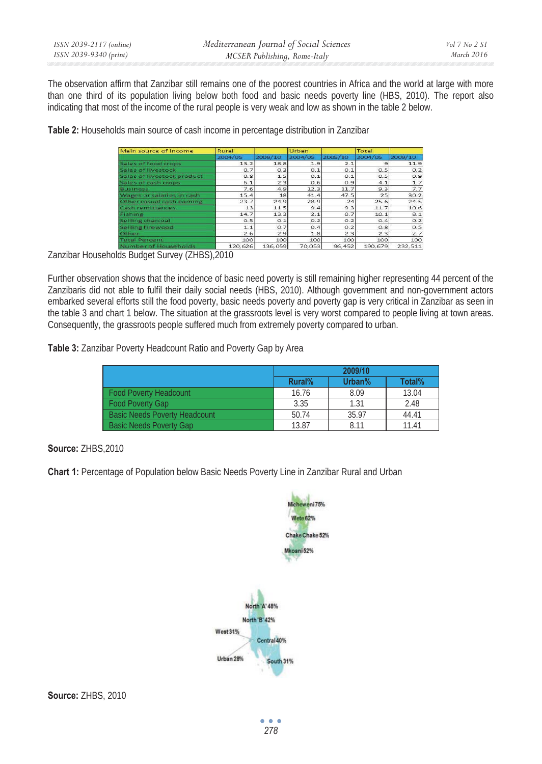The observation affirm that Zanzibar still remains one of the poorest countries in Africa and the world at large with more than one third of its population living below both food and basic needs poverty line (HBS, 2010). The report also indicating that most of the income of the rural people is very weak and low as shown in the table 2 below.

**Table 2:** Households main source of cash income in percentage distribution in Zanzibar

| Main source of income | Rural | | Urban | | Total | |
|---|---|---|---|---|---|---|
| | 2004/05 | 2009/10 | 2004/05 | 2009/10 | 2004/05 | 2009/10 |
| Sales of food crops | 13.2 | 18.8 | 1.9 | 2.1 | 9 | 11.9 |
| Sales of livestock | 0.7 | 0.3 | 0.1 | 0.1 | 0.5 | 0.2 |
| Sales of livestock product | 0.8 | 1.5 | 0.1 | 0.1 | 0.5 | 0.9 |
| Sales of cash crops | 6.1 | 2.3 | 0.6 | 0.9 | 4.1 | 1.7 |
| Business | 7.6 | 4.9 | 12.3 | 11.7 | 9.3 | 7.7 |
| Wages or salaries in cash | 15.4 | 18 | 41.4 | 47.5 | 25 | 30.2 |
| Other casual cash earning | 23.7 | 24.9 | 28.9 | 24 | 25.6 | 24.5 |
| Cash remittances | 13 | 11.5 | 9.4 | 9.3 | 11.7 | 10.6 |
| Fishing | 14.7 | 13.3 | 2.1 | 0.7 | 10.1 | 8.1 |
| Selling charcoal | 0.5 | 0.1 | 0.2 | 0.2 | 0.4 | 0.2 |
| Selling firewood | 1.1 | 0.7 | 0.4 | 0.2 | 0.8 | 0.5 |
| Other | 2.6 | 2.9 | 1.8 | 2.3 | 2.3 | 2.7 |
| Total Percent | 100 | 100 | 100 | 100 | 100 | 100 |
| Number of Households | 120,626 | 136,059 | 70,053 | 96,452 | 190,679 | 232,511 |

Zanzibar Households Budget Survey (ZHBS),2010

Further observation shows that the incidence of basic need poverty is still remaining higher representing 44 percent of the Zanzibaris did not able to fulfil their daily social needs (HBS, 2010). Although government and non-government actors embarked several efforts still the food poverty, basic needs poverty and poverty gap is very critical in Zanzibar as seen in the table 3 and chart 1 below. The situation at the grassroots level is very worst compared to people living at town areas. Consequently, the grassroots people suffered much from extremely poverty compared to urban.

**Table 3:** Zanzibar Poverty Headcount Ratio and Poverty Gap by Area

| | 2009/10 | | |
|---|---|---|---|
| | Rural% | Urban% | Total% |
| Food Poverty Headcount | 16.76 | 8.09 | 13.04 |
| Food Poverty Gap | 3.35 | 1.31 | 2.48 |
| Basic Needs Poverty Headcount | 50.74 | 35.97 | 44.41 |
| Basic Needs Poverty Gap | 13.87 | 8.11 | 11.41 |

**Source:** ZHBS,2010

**Chart 1:** Percentage of Population below Basic Needs Poverty Line in Zanzibar Rural and Urban

Micheweni 75%
Wete 62%
Chake Chake 52%
Mkoani 52%
North 'A' 48%
North 'B' 42%
West 31%
Central 40%
Urban 28%
South 31%

**Source:** ZHBS, 2010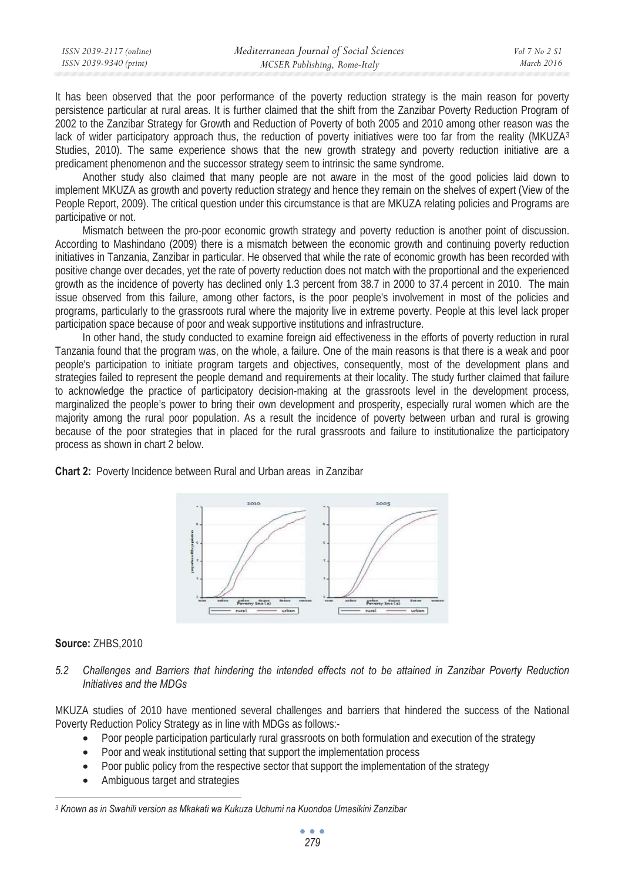It has been observed that the poor performance of the poverty reduction strategy is the main reason for poverty persistence particular at rural areas. It is further claimed that the shift from the Zanzibar Poverty Reduction Program of 2002 to the Zanzibar Strategy for Growth and Reduction of Poverty of both 2005 and 2010 among other reason was the lack of wider participatory approach thus, the reduction of poverty initiatives were too far from the reality (MKUZA[3] Studies, 2010). The same experience shows that the new growth strategy and poverty reduction initiative are a predicament phenomenon and the successor strategy seem to intrinsic the same syndrome.

Another study also claimed that many people are not aware in the most of the good policies laid down to implement MKUZA as growth and poverty reduction strategy and hence they remain on the shelves of expert (View of the People Report, 2009). The critical question under this circumstance is that are MKUZA relating policies and Programs are participative or not.

Mismatch between the pro-poor economic growth strategy and poverty reduction is another point of discussion. According to Mashindano (2009) there is a mismatch between the economic growth and continuing poverty reduction initiatives in Tanzania, Zanzibar in particular. He observed that while the rate of economic growth has been recorded with positive change over decades, yet the rate of poverty reduction does not match with the proportional and the experienced growth as the incidence of poverty has declined only 1.3 percent from 38.7 in 2000 to 37.4 percent in 2010. The main issue observed from this failure, among other factors, is the poor people's involvement in most of the policies and programs, particularly to the grassroots rural where the majority live in extreme poverty. People at this level lack proper participation space because of poor and weak supportive institutions and infrastructure.

In other hand, the study conducted to examine foreign aid effectiveness in the efforts of poverty reduction in rural Tanzania found that the program was, on the whole, a failure. One of the main reasons is that there is a weak and poor people's participation to initiate program targets and objectives, consequently, most of the development plans and strategies failed to represent the people demand and requirements at their locality. The study further claimed that failure to acknowledge the practice of participatory decision-making at the grassroots level in the development process, marginalized the people's power to bring their own development and prosperity, especially rural women which are the majority among the rural poor population. As a result the incidence of poverty between urban and rural is growing because of the poor strategies that in placed for the rural grassroots and failure to institutionalize the participatory process as shown in chart 2 below.

**Chart 2:** Poverty Incidence between Rural and Urban areas in Zanzibar

**Source:** ZHBS,2010

*5.2 Challenges and Barriers that hindering the intended effects not to be attained in Zanzibar Poverty Reduction Initiatives and the MDGs*

MKUZA studies of 2010 have mentioned several challenges and barriers that hindered the success of the National Poverty Reduction Policy Strategy as in line with MDGs as follows:-

- Poor people participation particularly rural grassroots on both formulation and execution of the strategy
- Poor and weak institutional setting that support the implementation process
- Poor public policy from the respective sector that support the implementation of the strategy
- Ambiguous target and strategies

[3] *Known as in Swahili version as Mkakati wa Kukuza Uchumi na Kuondoa Umasikini Zanzibar*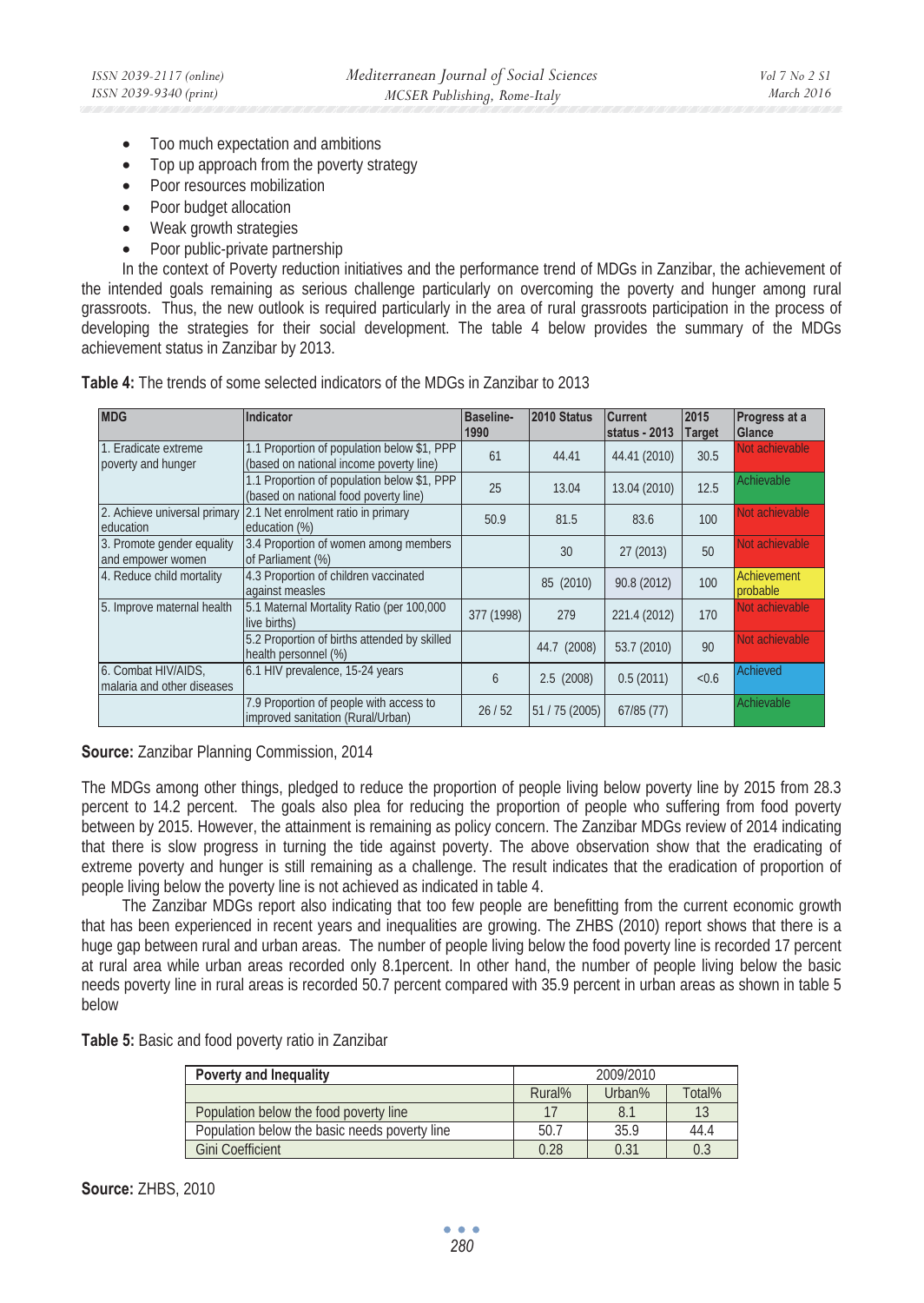- Too much expectation and ambitions
- Top up approach from the poverty strategy
- Poor resources mobilization
- Poor budget allocation
- Weak growth strategies
- Poor public-private partnership

In the context of Poverty reduction initiatives and the performance trend of MDGs in Zanzibar, the achievement of the intended goals remaining as serious challenge particularly on overcoming the poverty and hunger among rural grassroots. Thus, the new outlook is required particularly in the area of rural grassroots participation in the process of developing the strategies for their social development. The table 4 below provides the summary of the MDGs achievement status in Zanzibar by 2013.

**Table 4:** The trends of some selected indicators of the MDGs in Zanzibar to 2013

| MDG | Indicator | Baseline-1990 | 2010 Status | Current status - 2013 | 2015 Target | Progress at a Glance |
|---|---|---|---|---|---|---|
| 1. Eradicate extreme poverty and hunger | 1.1 Proportion of population below $1, PPP (based on national income poverty line) | 61 | 44.41 | 44.41 (2010) | 30.5 | Not achievable |
| | 1.1 Proportion of population below $1, PPP (based on national food poverty line) | 25 | 13.04 | 13.04 (2010) | 12.5 | Achievable |
| 2. Achieve universal primary education | 2.1 Net enrolment ratio in primary education (%) | 50.9 | 81.5 | 83.6 | 100 | Not achievable |
| 3. Promote gender equality and empower women | 3.4 Proportion of women among members of Parliament (%) | | 30 | 27 (2013) | 50 | Not achievable |
| 4. Reduce child mortality | 4.3 Proportion of children vaccinated against measles | | 85 (2010) | 90.8 (2012) | 100 | Achievement probable |
| 5. Improve maternal health | 5.1 Maternal Mortality Ratio (per 100,000 live births) | 377 (1998) | 279 | 221.4 (2012) | 170 | Not achievable |
| | 5.2 Proportion of births attended by skilled health personnel (%) | | 44.7 (2008) | 53.7 (2010) | 90 | Not achievable |
| 6. Combat HIV/AIDS, malaria and other diseases | 6.1 HIV prevalence, 15-24 years | 6 | 2.5 (2008) | 0.5 (2011) | <0.6 | Achieved |
| | 7.9 Proportion of people with access to improved sanitation (Rural/Urban) | 26 / 52 | 51 / 75 (2005) | 67/85 (77) | | Achievable |

**Source:** Zanzibar Planning Commission, 2014

The MDGs among other things, pledged to reduce the proportion of people living below poverty line by 2015 from 28.3 percent to 14.2 percent. The goals also plea for reducing the proportion of people who suffering from food poverty between by 2015. However, the attainment is remaining as policy concern. The Zanzibar MDGs review of 2014 indicating that there is slow progress in turning the tide against poverty. The above observation show that the eradicating of extreme poverty and hunger is still remaining as a challenge. The result indicates that the eradication of proportion of people living below the poverty line is not achieved as indicated in table 4.

The Zanzibar MDGs report also indicating that too few people are benefitting from the current economic growth that has been experienced in recent years and inequalities are growing. The ZHBS (2010) report shows that there is a huge gap between rural and urban areas. The number of people living below the food poverty line is recorded 17 percent at rural area while urban areas recorded only 8.1percent. In other hand, the number of people living below the basic needs poverty line in rural areas is recorded 50.7 percent compared with 35.9 percent in urban areas as shown in table 5 below

**Table 5:** Basic and food poverty ratio in Zanzibar

| Poverty and Inequality | 2009/2010 | | |
|---|---|---|---|
| | Rural% | Urban% | Total% |
| Population below the food poverty line | 17 | 8.1 | 13 |
| Population below the basic needs poverty line | 50.7 | 35.9 | 44.4 |
| Gini Coefficient | 0.28 | 0.31 | 0.3 |

**Source:** ZHBS, 2010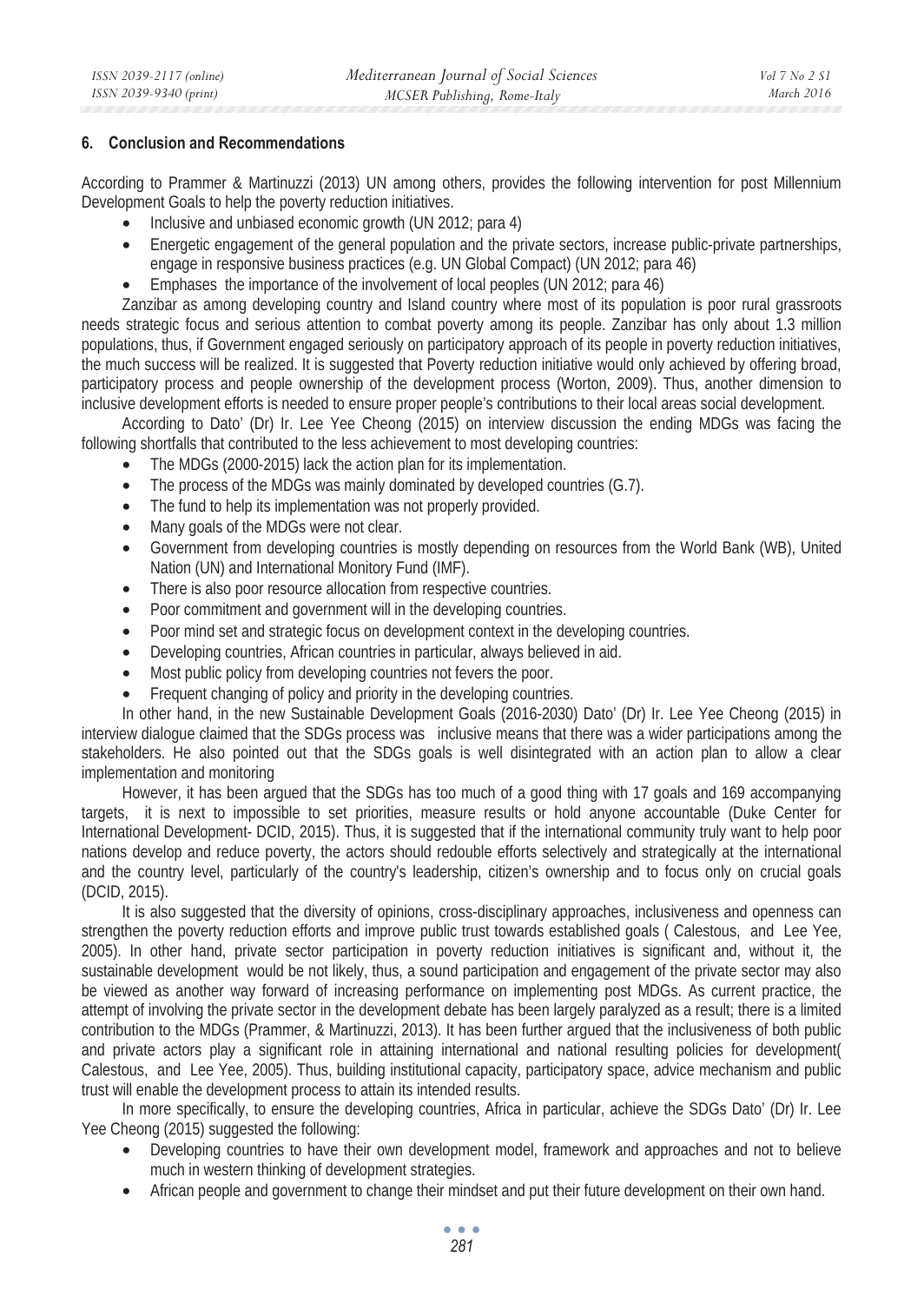## 6. Conclusion and Recommendations

According to Prammer & Martinuzzi (2013) UN among others, provides the following intervention for post Millennium Development Goals to help the poverty reduction initiatives.

- Inclusive and unbiased economic growth (UN 2012; para 4)
- Energetic engagement of the general population and the private sectors, increase public-private partnerships, engage in responsive business practices (e.g. UN Global Compact) (UN 2012; para 46)
- Emphases the importance of the involvement of local peoples (UN 2012; para 46)

Zanzibar as among developing country and Island country where most of its population is poor rural grassroots needs strategic focus and serious attention to combat poverty among its people. Zanzibar has only about 1.3 million populations, thus, if Government engaged seriously on participatory approach of its people in poverty reduction initiatives, the much success will be realized. It is suggested that Poverty reduction initiative would only achieved by offering broad, participatory process and people ownership of the development process (Worton, 2009). Thus, another dimension to inclusive development efforts is needed to ensure proper people's contributions to their local areas social development.

According to Dato' (Dr) Ir. Lee Yee Cheong (2015) on interview discussion the ending MDGs was facing the following shortfalls that contributed to the less achievement to most developing countries:

- The MDGs (2000-2015) lack the action plan for its implementation.
- The process of the MDGs was mainly dominated by developed countries (G.7).
- The fund to help its implementation was not properly provided.
- Many goals of the MDGs were not clear.
- Government from developing countries is mostly depending on resources from the World Bank (WB), United Nation (UN) and International Monitory Fund (IMF).
- There is also poor resource allocation from respective countries.
- Poor commitment and government will in the developing countries.
- Poor mind set and strategic focus on development context in the developing countries.
- Developing countries, African countries in particular, always believed in aid.
- Most public policy from developing countries not fevers the poor.
- Frequent changing of policy and priority in the developing countries.

In other hand, in the new Sustainable Development Goals (2016-2030) Dato' (Dr) Ir. Lee Yee Cheong (2015) in interview dialogue claimed that the SDGs process was inclusive means that there was a wider participations among the stakeholders. He also pointed out that the SDGs goals is well disintegrated with an action plan to allow a clear implementation and monitoring

However, it has been argued that the SDGs has too much of a good thing with 17 goals and 169 accompanying targets, it is next to impossible to set priorities, measure results or hold anyone accountable (Duke Center for International Development- DCID, 2015). Thus, it is suggested that if the international community truly want to help poor nations develop and reduce poverty, the actors should redouble efforts selectively and strategically at the international and the country level, particularly of the country's leadership, citizen's ownership and to focus only on crucial goals (DCID, 2015).

It is also suggested that the diversity of opinions, cross-disciplinary approaches, inclusiveness and openness can strengthen the poverty reduction efforts and improve public trust towards established goals ( Calestous, and Lee Yee, 2005). In other hand, private sector participation in poverty reduction initiatives is significant and, without it, the sustainable development would be not likely, thus, a sound participation and engagement of the private sector may also be viewed as another way forward of increasing performance on implementing post MDGs. As current practice, the attempt of involving the private sector in the development debate has been largely paralyzed as a result; there is a limited contribution to the MDGs (Prammer, & Martinuzzi, 2013). It has been further argued that the inclusiveness of both public and private actors play a significant role in attaining international and national resulting policies for development( Calestous, and Lee Yee, 2005). Thus, building institutional capacity, participatory space, advice mechanism and public trust will enable the development process to attain its intended results.

In more specifically, to ensure the developing countries, Africa in particular, achieve the SDGs Dato' (Dr) Ir. Lee Yee Cheong (2015) suggested the following:

- Developing countries to have their own development model, framework and approaches and not to believe much in western thinking of development strategies.
- African people and government to change their mindset and put their future development on their own hand.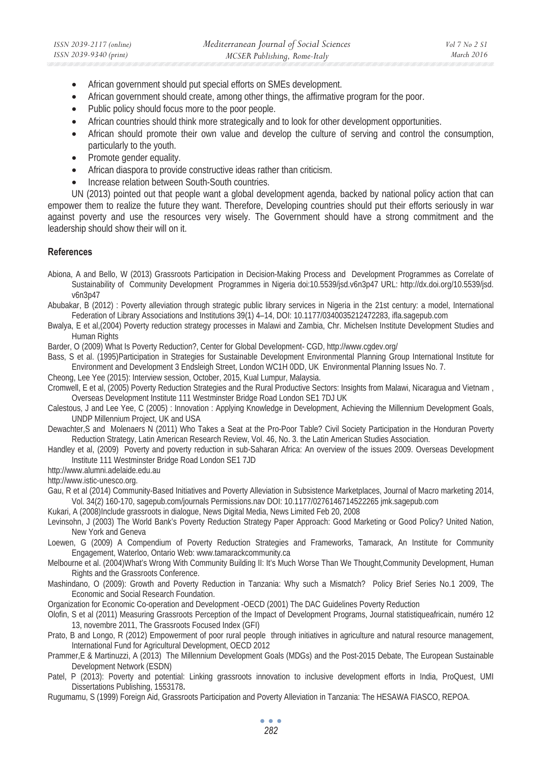- African government should put special efforts on SMEs development.
- African government should create, among other things, the affirmative program for the poor.
- Public policy should focus more to the poor people.
- African countries should think more strategically and to look for other development opportunities.
- African should promote their own value and develop the culture of serving and control the consumption, particularly to the youth.
- Promote gender equality.
- African diaspora to provide constructive ideas rather than criticism.
- Increase relation between South-South countries.

UN (2013) pointed out that people want a global development agenda, backed by national policy action that can empower them to realize the future they want. Therefore, Developing countries should put their efforts seriously in war against poverty and use the resources very wisely. The Government should have a strong commitment and the leadership should show their will on it.

## References

Abiona, A and Bello, W (2013) Grassroots Participation in Decision-Making Process and Development Programmes as Correlate of Sustainability of Community Development Programmes in Nigeria doi:10.5539/jsd.v6n3p47 URL: http://dx.doi.org/10.5539/jsd.v6n3p47

Abubakar, B (2012) : Poverty alleviation through strategic public library services in Nigeria in the 21st century: a model, International Federation of Library Associations and Institutions 39(1) 4–14, DOI: 10.1177/0340035212472283, ifla.sagepub.com

Bwalya, E et al,(2004) Poverty reduction strategy processes in Malawi and Zambia, Chr. Michelsen Institute Development Studies and Human Rights

Barder, O (2009) What Is Poverty Reduction?, Center for Global Development- CGD, http://www.cgdev.org/

Bass, S et al. (1995)Participation in Strategies for Sustainable Development Environmental Planning Group International Institute for Environment and Development 3 Endsleigh Street, London WC1H 0DD, UK Environmental Planning Issues No. 7.

Cheong, Lee Yee (2015): Interview session, October, 2015, Kual Lumpur, Malaysia.

Cromwell, E et al, (2005) Poverty Reduction Strategies and the Rural Productive Sectors: Insights from Malawi, Nicaragua and Vietnam , Overseas Development Institute 111 Westminster Bridge Road London SE1 7DJ UK

Calestous, J and Lee Yee, C (2005) : Innovation : Applying Knowledge in Development, Achieving the Millennium Development Goals, UNDP Millennium Project, UK and USA

Dewachter,S and Molenaers N (2011) Who Takes a Seat at the Pro-Poor Table? Civil Society Participation in the Honduran Poverty Reduction Strategy, Latin American Research Review, Vol. 46, No. 3. the Latin American Studies Association.

Handley et al, (2009) Poverty and poverty reduction in sub-Saharan Africa: An overview of the issues 2009. Overseas Development Institute 111 Westminster Bridge Road London SE1 7JD

http://www.alumni.adelaide.edu.au

http://www.istic-unesco.org.

Gau, R et al (2014) Community-Based Initiatives and Poverty Alleviation in Subsistence Marketplaces, Journal of Macro marketing 2014, Vol. 34(2) 160-170, sagepub.com/journals Permissions.nav DOI: 10.1177/0276146714522265 jmk.sagepub.com

Kukari, A (2008)Include grassroots in dialogue, News Digital Media, News Limited Feb 20, 2008

Levinsohn, J (2003) The World Bank's Poverty Reduction Strategy Paper Approach: Good Marketing or Good Policy? United Nation, New York and Geneva

Loewen, G (2009) A Compendium of Poverty Reduction Strategies and Frameworks, Tamarack, An Institute for Community Engagement, Waterloo, Ontario Web: www.tamarackcommunity.ca

Melbourne et al. (2004)What's Wrong With Community Building II: It's Much Worse Than We Thought,Community Development, Human Rights and the Grassroots Conference.

Mashindano, O (2009): Growth and Poverty Reduction in Tanzania: Why such a Mismatch? Policy Brief Series No.1 2009, The Economic and Social Research Foundation.

Organization for Economic Co-operation and Development -OECD (2001) The DAC Guidelines Poverty Reduction

Olofin, S et al (2011) Measuring Grassroots Perception of the Impact of Development Programs, Journal statistiqueafricain, numéro 12 13, novembre 2011, The Grassroots Focused Index (GFI)

Prato, B and Longo, R (2012) Empowerment of poor rural people through initiatives in agriculture and natural resource management, International Fund for Agricultural Development, OECD 2012

Prammer,E & Martinuzzi, A (2013) The Millennium Development Goals (MDGs) and the Post-2015 Debate, The European Sustainable Development Network (ESDN)

Patel, P (2013): Poverty and potential: Linking grassroots innovation to inclusive development efforts in India, ProQuest, UMI Dissertations Publishing, 1553178.

Rugumamu, S (1999) Foreign Aid, Grassroots Participation and Poverty Alleviation in Tanzania: The HESAWA FIASCO, REPOA.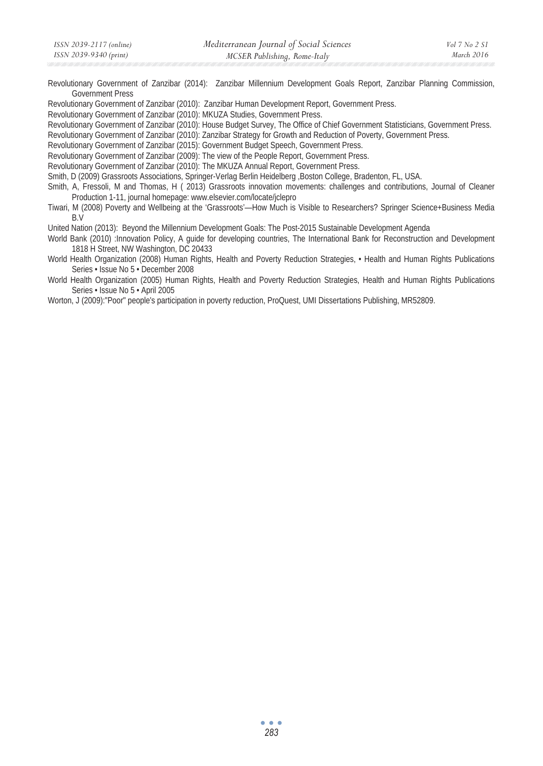Revolutionary Government of Zanzibar (2014): Zanzibar Millennium Development Goals Report, Zanzibar Planning Commission, Government Press

Revolutionary Government of Zanzibar (2010): Zanzibar Human Development Report, Government Press.

Revolutionary Government of Zanzibar (2010): MKUZA Studies, Government Press.

Revolutionary Government of Zanzibar (2010): House Budget Survey, The Office of Chief Government Statisticians, Government Press.

Revolutionary Government of Zanzibar (2010): Zanzibar Strategy for Growth and Reduction of Poverty, Government Press.

Revolutionary Government of Zanzibar (2015): Government Budget Speech, Government Press.

Revolutionary Government of Zanzibar (2009): The view of the People Report, Government Press.

Revolutionary Government of Zanzibar (2010): The MKUZA Annual Report, Government Press.

Smith, D (2009) Grassroots Associations, Springer-Verlag Berlin Heidelberg ,Boston College, Bradenton, FL, USA.

Smith, A, Fressoli, M and Thomas, H ( 2013) Grassroots innovation movements: challenges and contributions, Journal of Cleaner Production 1-11, journal homepage: www.elsevier.com/locate/jclepro

Tiwari, M (2008) Poverty and Wellbeing at the 'Grassroots'—How Much is Visible to Researchers? Springer Science+Business Media B.V

United Nation (2013): Beyond the Millennium Development Goals: The Post-2015 Sustainable Development Agenda

World Bank (2010) :Innovation Policy, A guide for developing countries, The International Bank for Reconstruction and Development 1818 H Street, NW Washington, DC 20433

World Health Organization (2008) Human Rights, Health and Poverty Reduction Strategies, • Health and Human Rights Publications Series • Issue No 5 • December 2008

World Health Organization (2005) Human Rights, Health and Poverty Reduction Strategies, Health and Human Rights Publications Series • Issue No 5 • April 2005

Worton, J (2009):"Poor" people's participation in poverty reduction, ProQuest, UMI Dissertations Publishing, MR52809.